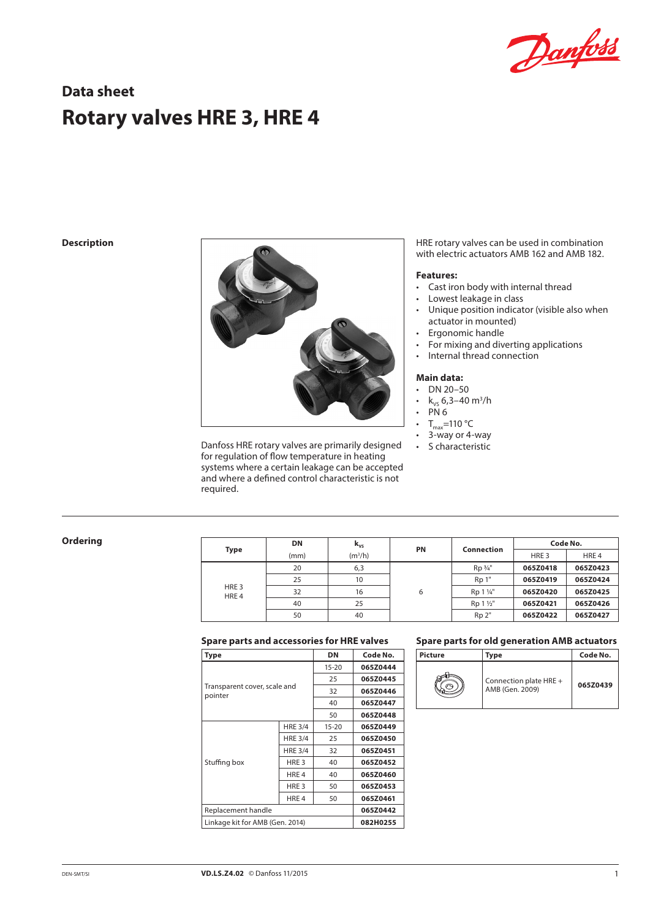# Data sheet

# Rotary valves HRE 3, HRE 4

## Description

Danfoss HRE rotary valves are primarily designed for regulation of flow temperature in heating systems where a certain leakage can be accepted and where a defined control characteristic is not required.

HRE rotary valves can be used in combination with electric actuators AMB 162 and AMB 182.

**Features:**

- Cast iron body with internal thread
- Lowest leakage in class
- Unique position indicator (visible also when actuator in mounted)
- Ergonomic handle
- For mixing and diverting applications
- Internal thread connection

**Main data:**

- DN 20–50
- $k_{vs}$ 6,3–40 $m^3/h$
- PN 6
- $T_{max}$=110 °C
- 3-way or 4-way
- S characteristic

## Ordering

| Type | DN | $k_{vs}$ | PN | Connection | Code No. | |
|---|---|---|---|---|---|---|
| | (mm) | ($m^3/h$) | | | HRE 3 | HRE 4 |
| HRE 3 HRE 4 | 20 | 6,3 | 6 | Rp ¾" | **065Z0418** | **065Z0423** |
| | 25 | 10 | | Rp 1" | **065Z0419** | **065Z0424** |
| | 32 | 16 | | Rp 1 ¼" | **065Z0420** | **065Z0425** |
| | 40 | 25 | | Rp 1 ½" | **065Z0421** | **065Z0426** |
| | 50 | 40 | | Rp 2" | **065Z0422** | **065Z0427** |

### Spare parts and accessories for HRE valves

| Type | | DN | Code No. |
|---|---|---|---|
| Transparent cover, scale and pointer | | 15-20 | **065Z0444** |
| | | 25 | **065Z0445** |
| | | 32 | **065Z0446** |
| | | 40 | **065Z0447** |
| | | 50 | **065Z0448** |
| Stuffing box | HRE 3/4 | 15-20 | **065Z0449** |
| | HRE 3/4 | 25 | **065Z0450** |
| | HRE 3/4 | 32 | **065Z0451** |
| | HRE 3 | 40 | **065Z0452** |
| | HRE 4 | 40 | **065Z0460** |
| | HRE 3 | 50 | **065Z0453** |
| | HRE 4 | 50 | **065Z0461** |
| Replacement handle | | | **065Z0442** |
| Linkage kit for AMB (Gen. 2014) | | | **082H0255** |

### Spare parts for old generation AMB actuators

| Picture | Type | Code No. |
|---|---|---|
| | Connection plate HRE + AMB (Gen. 2009) | **065Z0439** |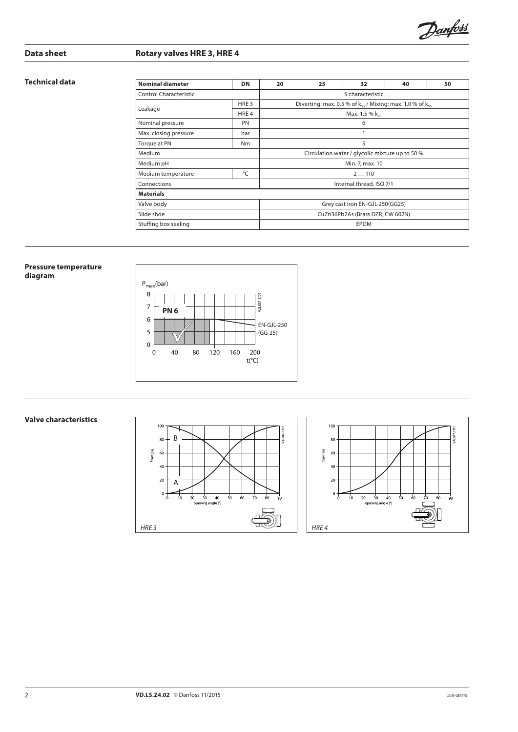## Data sheet — Rotary valves HRE 3, HRE 4

### Technical data

| Nominal diameter | DN | 20 | 25 | 32 | 40 | 50 |
|---|---|---|---|---|---|---|
| Control Characteristic | | S characteristic | | | | |
| Leakage | HRE 3 | Diverting: max. 0,5 % of $k_{vs}$ / Mixing: max. 1,0 % of $k_{vs}$ | | | | |
| | HRE 4 | Max. 1,5 % $k_{vs}$ | | | | |
| Nominal pressure | PN | 6 | | | | |
| Max. closing pressure | bar | 1 | | | | |
| Torque at PN | Nm | 5 | | | | |
| Medium | | Circulation water / glycolic mixture up to 50 % | | | | |
| Medium pH | | Min. 7, max. 10 | | | | |
| Medium temperature | °C | 2 … 110 | | | | |
| Connections | | Internal thread. ISO 7/1 | | | | |
| **Materials** | | | | | | |
| Valve body | | Grey cast iron EN-GJL-250(GG25) | | | | |
| Slide shoe | | CuZn36Pb2As (Brass DZR, CW 602N) | | | | |
| Stuffing box sealing | | EPDM | | | | |

### Pressure temperature diagram

### Valve characteristics

HRE 3

HRE 4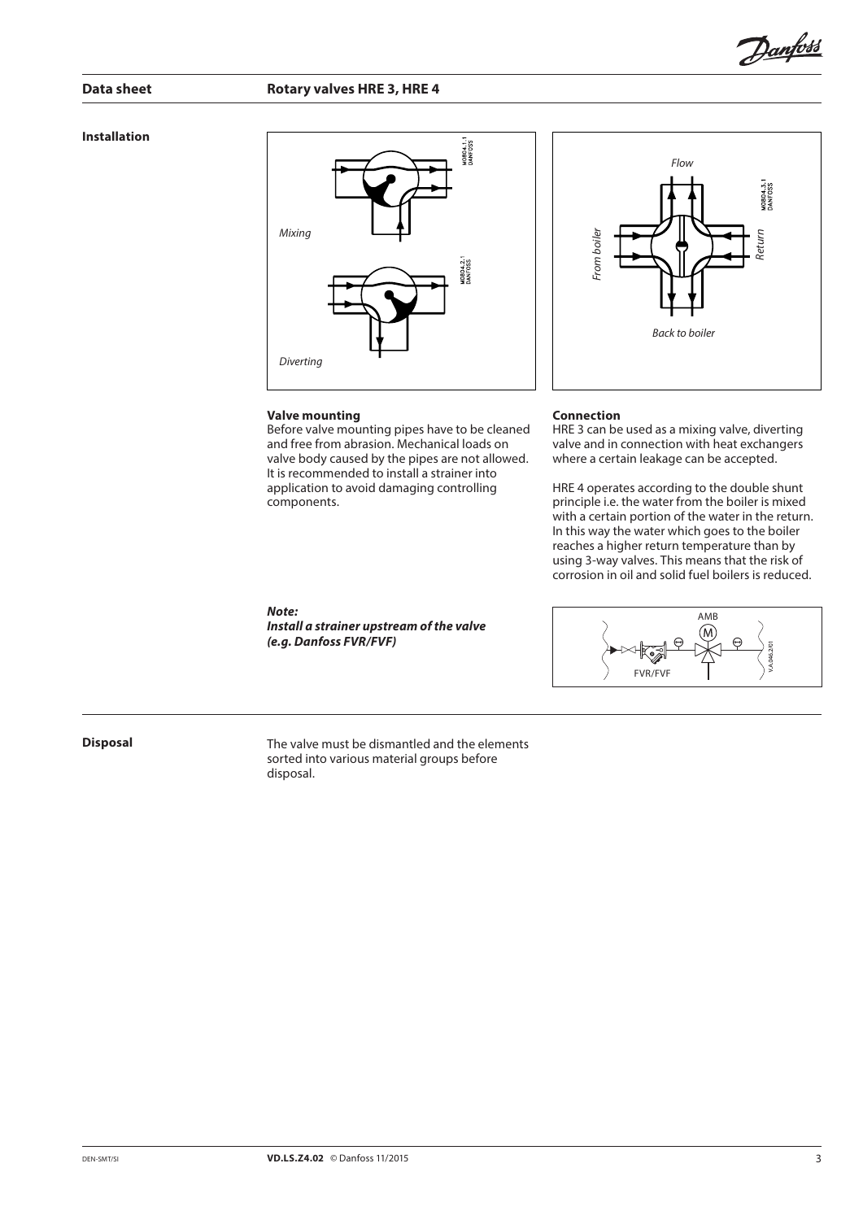## Installation

### Valve mounting

Before valve mounting pipes have to be cleaned and free from abrasion. Mechanical loads on valve body caused by the pipes are not allowed. It is recommended to install a strainer into application to avoid damaging controlling components.

***Note:***
***Install a strainer upstream of the valve (e.g. Danfoss FVR/FVF)***

### Connection

HRE 3 can be used as a mixing valve, diverting valve and in connection with heat exchangers where a certain leakage can be accepted.

HRE 4 operates according to the double shunt principle i.e. the water from the boiler is mixed with a certain portion of the water in the return. In this way the water which goes to the boiler reaches a higher return temperature than by using 3-way valves. This means that the risk of corrosion in oil and solid fuel boilers is reduced.

## Disposal

The valve must be dismantled and the elements sorted into various material groups before disposal.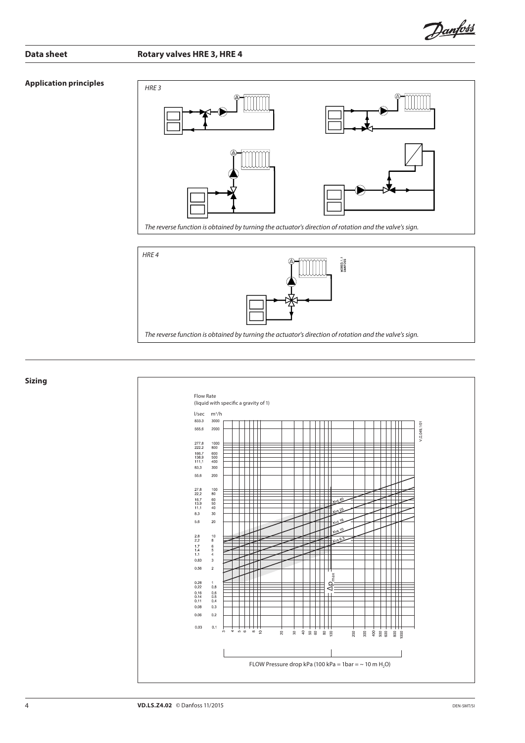## Application principles

*HRE 3*

*The reverse function is obtained by turning the actuator's direction of rotation and the valve's sign.*

*HRE 4*

*The reverse function is obtained by turning the actuator's direction of rotation and the valve's sign.*

## Sizing

Flow Rate
(liquid with specific a gravity of 1)

FLOW Pressure drop kPa (100 kPa = 1bar = ~ 10 m $H_2O$)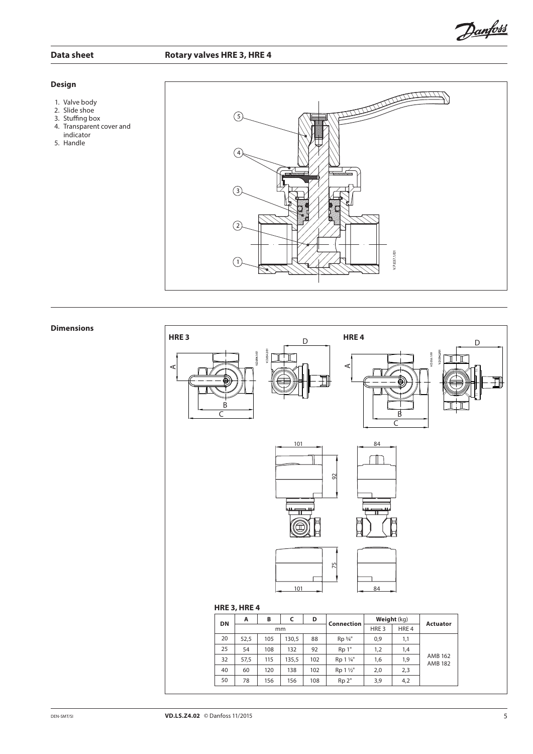## Design

1. Valve body
2. Slide shoe
3. Stuffing box
4. Transparent cover and indicator
5. Handle

## Dimensions

**HRE 3, HRE 4**

| DN | A | B | C | D | Connection | Weight (kg) | | Actuator |
|---|---|---|---|---|---|---|---|---|
| | mm | | | | | HRE 3 | HRE 4 | |
| 20 | 52,5 | 105 | 130,5 | 88 | Rp ¾" | 0,9 | 1,1 | AMB 162 AMB 182 |
| 25 | 54 | 108 | 132 | 92 | Rp 1" | 1,2 | 1,4 | |
| 32 | 57,5 | 115 | 135,5 | 102 | Rp 1 ¼" | 1,6 | 1,9 | |
| 40 | 60 | 120 | 138 | 102 | Rp 1 ½" | 2,0 | 2,3 | |
| 50 | 78 | 156 | 156 | 108 | Rp 2" | 3,9 | 4,2 | |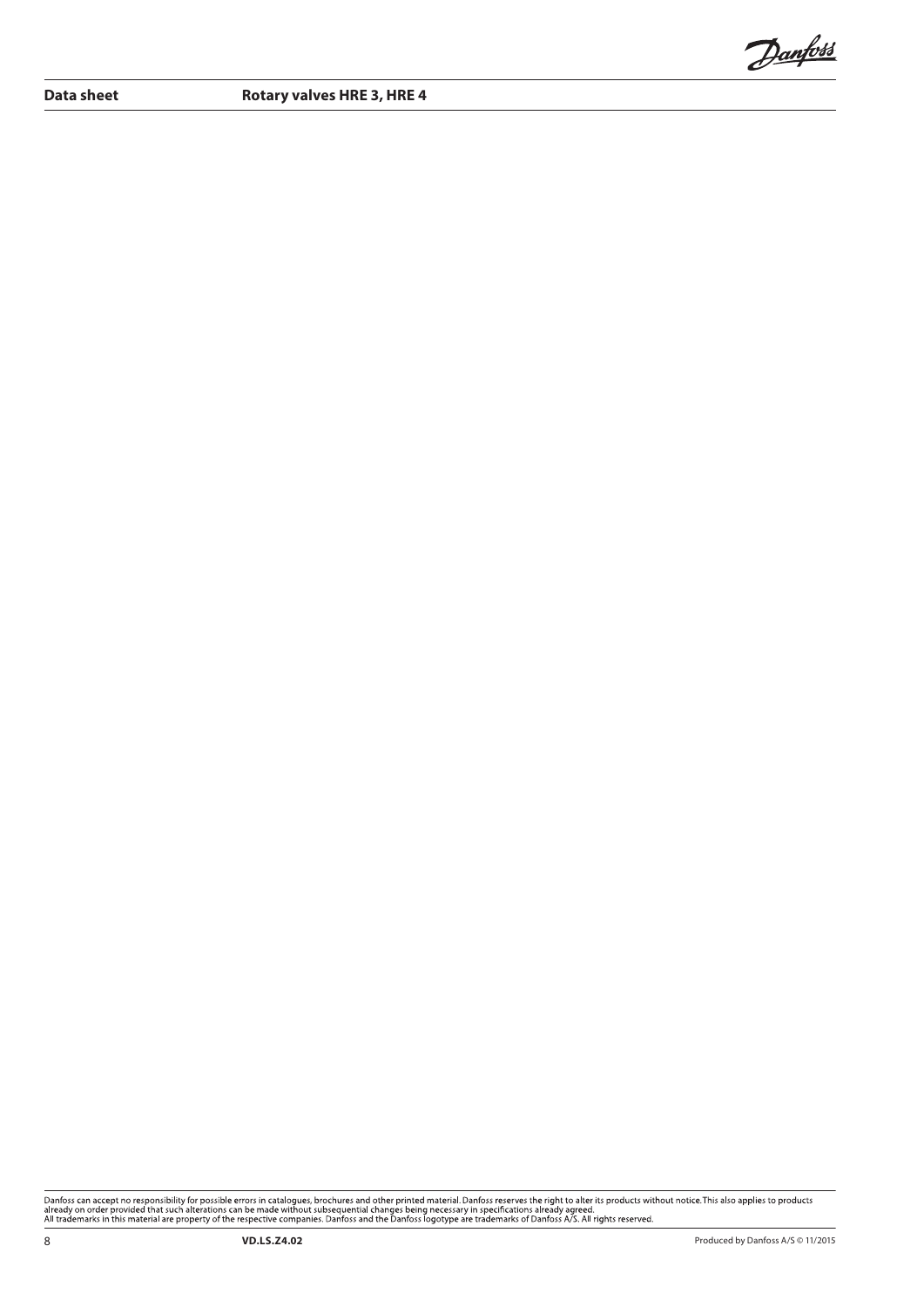Danfoss can accept no responsibility for possible errors in catalogues, brochures and other printed material. Danfoss reserves the right to alter its products without notice. This also applies to products already on order provided that such alterations can be made without subsequential changes being necessary in specifications already agreed.
All trademarks in this material are property of the respective companies. Danfoss and the Danfoss logotype are trademarks of Danfoss A/S. All rights reserved.